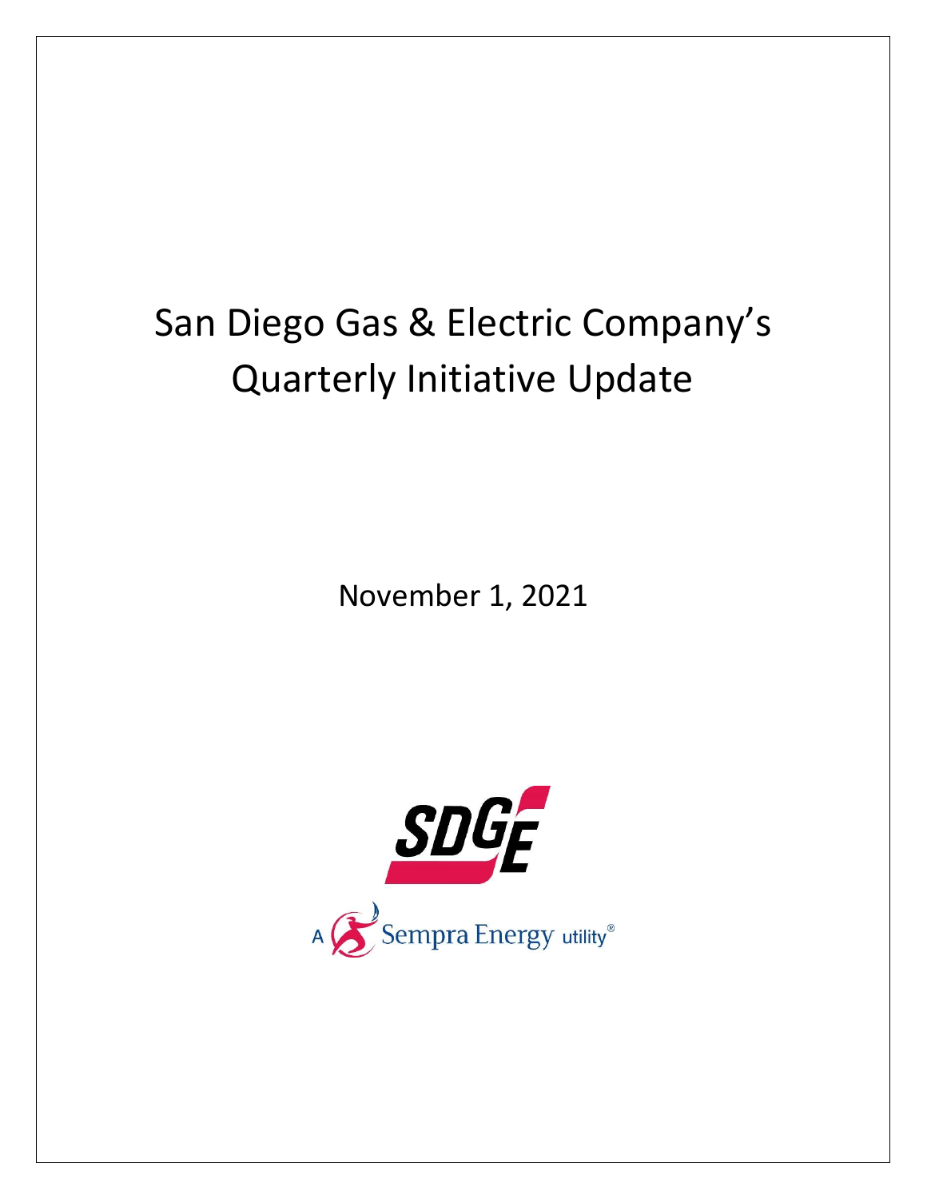# San Diego Gas & Electric Company's Quarterly Initiative Update

November 1, 2021

SDGE

A Sempra Energy utility®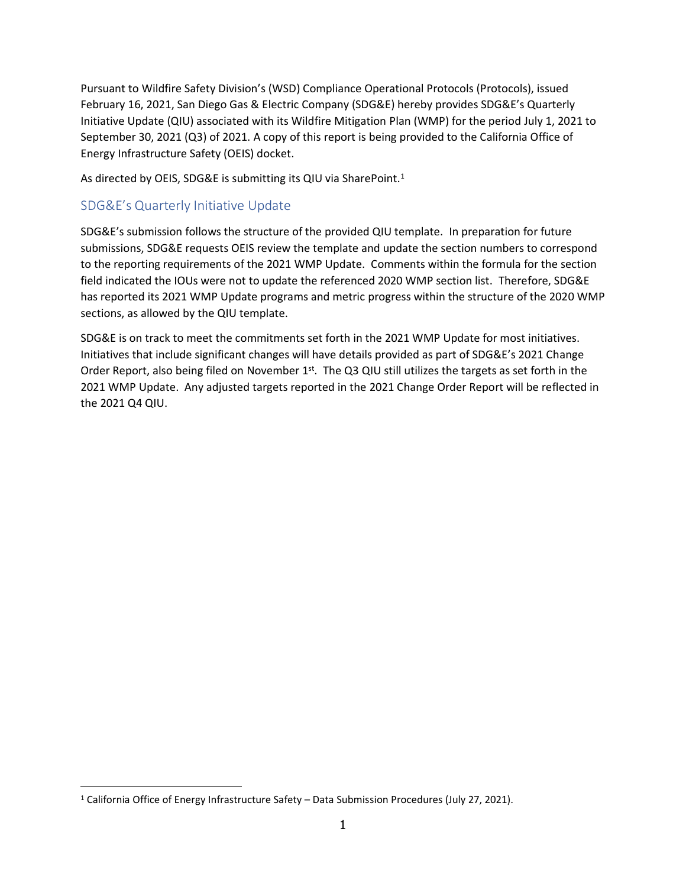Pursuant to Wildfire Safety Division's (WSD) Compliance Operational Protocols (Protocols), issued February 16, 2021, San Diego Gas & Electric Company (SDG&E) hereby provides SDG&E's Quarterly Initiative Update (QIU) associated with its Wildfire Mitigation Plan (WMP) for the period July 1, 2021 to September 30, 2021 (Q3) of 2021. A copy of this report is being provided to the California Office of Energy Infrastructure Safety (OEIS) docket.

As directed by OEIS, SDG&E is submitting its QIU via SharePoint.[1]

## SDG&E's Quarterly Initiative Update

SDG&E's submission follows the structure of the provided QIU template. In preparation for future submissions, SDG&E requests OEIS review the template and update the section numbers to correspond to the reporting requirements of the 2021 WMP Update. Comments within the formula for the section field indicated the IOUs were not to update the referenced 2020 WMP section list. Therefore, SDG&E has reported its 2021 WMP Update programs and metric progress within the structure of the 2020 WMP sections, as allowed by the QIU template.

SDG&E is on track to meet the commitments set forth in the 2021 WMP Update for most initiatives. Initiatives that include significant changes will have details provided as part of SDG&E's 2021 Change Order Report, also being filed on November 1st. The Q3 QIU still utilizes the targets as set forth in the 2021 WMP Update. Any adjusted targets reported in the 2021 Change Order Report will be reflected in the 2021 Q4 QIU.

[1] California Office of Energy Infrastructure Safety – Data Submission Procedures (July 27, 2021).